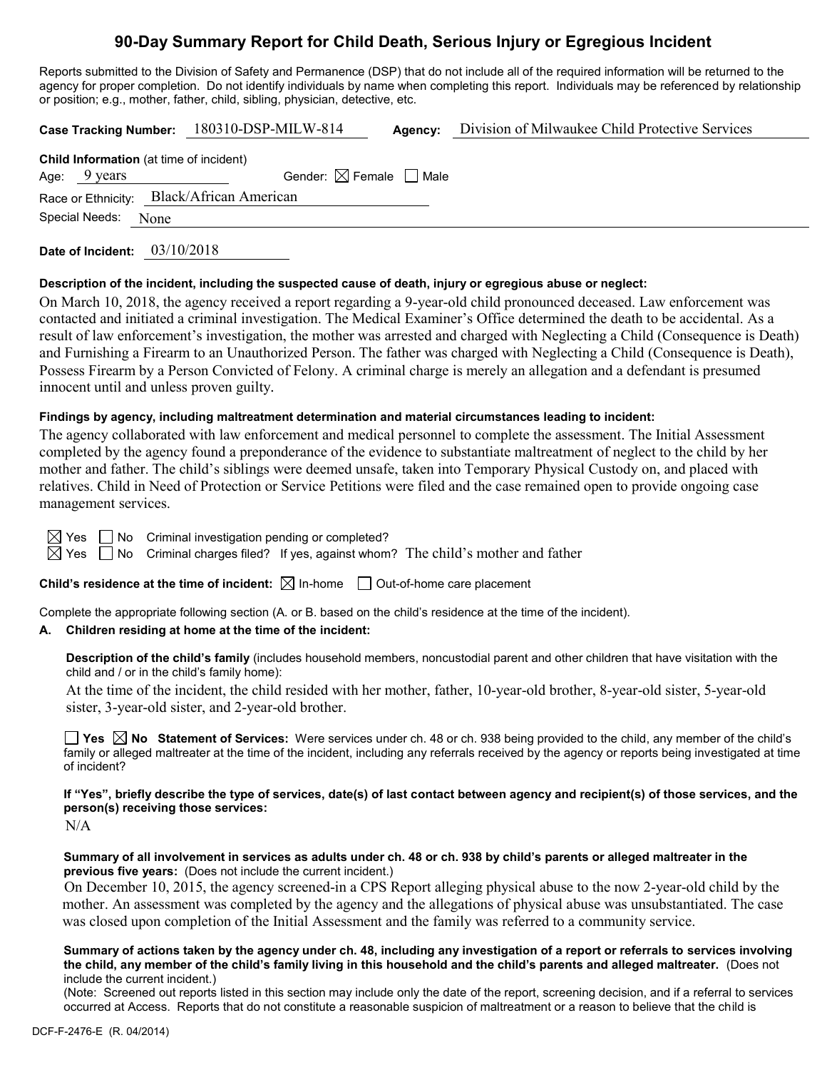# 90-Day Summary Report for Child Death, Serious Injury or Egregious Incident

Reports submitted to the Division of Safety and Permanence (DSP) that do not include all of the required information will be returned to the agency for proper completion. Do not identify individuals by name when completing this report. Individuals may be referenced by relationship or position; e.g., mother, father, child, sibling, physician, detective, etc.

**Case Tracking Number:** 180310-DSP-MILW-814 **Agency:** Division of Milwaukee Child Protective Services

**Child Information** (at time of incident)

Age: 9 years Gender: ☒ Female ☐ Male

Race or Ethnicity: Black/African American

Special Needs: None

**Date of Incident:** 03/10/2018

**Description of the incident, including the suspected cause of death, injury or egregious abuse or neglect:**

On March 10, 2018, the agency received a report regarding a 9-year-old child pronounced deceased. Law enforcement was contacted and initiated a criminal investigation. The Medical Examiner's Office determined the death to be accidental. As a result of law enforcement's investigation, the mother was arrested and charged with Neglecting a Child (Consequence is Death) and Furnishing a Firearm to an Unauthorized Person. The father was charged with Neglecting a Child (Consequence is Death), Possess Firearm by a Person Convicted of Felony. A criminal charge is merely an allegation and a defendant is presumed innocent until and unless proven guilty.

**Findings by agency, including maltreatment determination and material circumstances leading to incident:**

The agency collaborated with law enforcement and medical personnel to complete the assessment. The Initial Assessment completed by the agency found a preponderance of the evidence to substantiate maltreatment of neglect to the child by her mother and father. The child's siblings were deemed unsafe, taken into Temporary Physical Custody on, and placed with relatives. Child in Need of Protection or Service Petitions were filed and the case remained open to provide ongoing case management services.

☒ Yes ☐ No Criminal investigation pending or completed?

☒ Yes ☐ No Criminal charges filed? If yes, against whom? The child's mother and father

**Child's residence at the time of incident:** ☒ In-home ☐ Out-of-home care placement

Complete the appropriate following section (A. or B. based on the child's residence at the time of the incident).

**A. Children residing at home at the time of the incident:**

**Description of the child's family** (includes household members, noncustodial parent and other children that have visitation with the child and / or in the child's family home):

At the time of the incident, the child resided with her mother, father, 10-year-old brother, 8-year-old sister, 5-year-old sister, 3-year-old sister, and 2-year-old brother.

☐ **Yes** ☒ **No Statement of Services:** Were services under ch. 48 or ch. 938 being provided to the child, any member of the child's family or alleged maltreater at the time of the incident, including any referrals received by the agency or reports being investigated at time of incident?

**If "Yes", briefly describe the type of services, date(s) of last contact between agency and recipient(s) of those services, and the person(s) receiving those services:**

N/A

**Summary of all involvement in services as adults under ch. 48 or ch. 938 by child's parents or alleged maltreater in the previous five years:** (Does not include the current incident.)

On December 10, 2015, the agency screened-in a CPS Report alleging physical abuse to the now 2-year-old child by the mother. An assessment was completed by the agency and the allegations of physical abuse was unsubstantiated. The case was closed upon completion of the Initial Assessment and the family was referred to a community service.

**Summary of actions taken by the agency under ch. 48, including any investigation of a report or referrals to services involving the child, any member of the child's family living in this household and the child's parents and alleged maltreater.** (Does not include the current incident.)

(Note: Screened out reports listed in this section may include only the date of the report, screening decision, and if a referral to services occurred at Access. Reports that do not constitute a reasonable suspicion of maltreatment or a reason to believe that the child is

DCF-F-2476-E (R. 04/2014)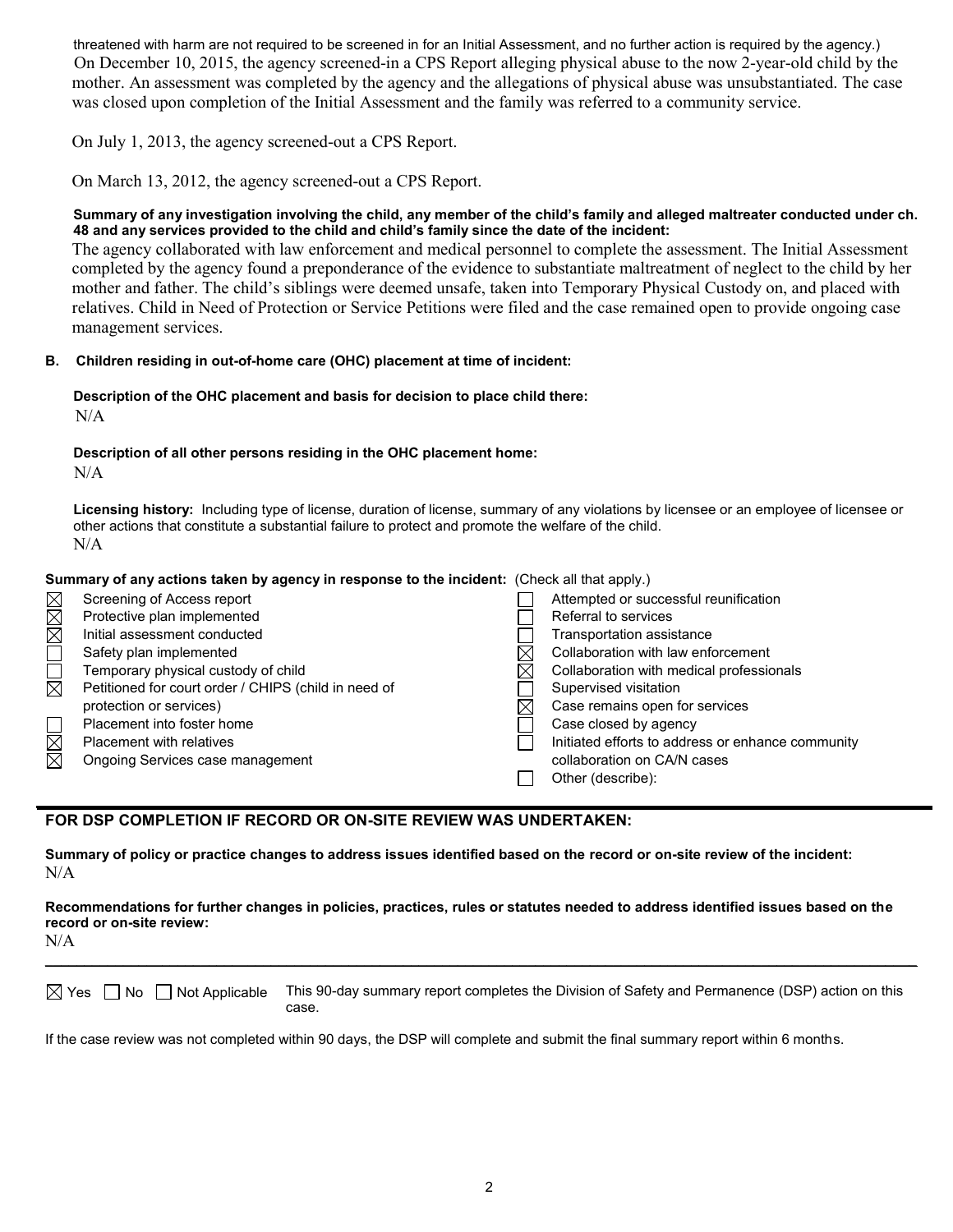threatened with harm are not required to be screened in for an Initial Assessment, and no further action is required by the agency.)
On December 10, 2015, the agency screened-in a CPS Report alleging physical abuse to the now 2-year-old child by the mother. An assessment was completed by the agency and the allegations of physical abuse was unsubstantiated. The case was closed upon completion of the Initial Assessment and the family was referred to a community service.

On July 1, 2013, the agency screened-out a CPS Report.

On March 13, 2012, the agency screened-out a CPS Report.

**Summary of any investigation involving the child, any member of the child's family and alleged maltreater conducted under ch. 48 and any services provided to the child and child's family since the date of the incident:**

The agency collaborated with law enforcement and medical personnel to complete the assessment. The Initial Assessment completed by the agency found a preponderance of the evidence to substantiate maltreatment of neglect to the child by her mother and father. The child's siblings were deemed unsafe, taken into Temporary Physical Custody on, and placed with relatives. Child in Need of Protection or Service Petitions were filed and the case remained open to provide ongoing case management services.

**B. Children residing in out-of-home care (OHC) placement at time of incident:**

**Description of the OHC placement and basis for decision to place child there:**
N/A

**Description of all other persons residing in the OHC placement home:**
N/A

**Licensing history:** Including type of license, duration of license, summary of any violations by licensee or an employee of licensee or other actions that constitute a substantial failure to protect and promote the welfare of the child.
N/A

**Summary of any actions taken by agency in response to the incident:** (Check all that apply.)

| | |
|---|---|
| ☒ Screening of Access report | ☐ Attempted or successful reunification |
| ☒ Protective plan implemented | ☐ Referral to services |
| ☒ Initial assessment conducted | ☐ Transportation assistance |
| ☐ Safety plan implemented | ☒ Collaboration with law enforcement |
| ☐ Temporary physical custody of child | ☒ Collaboration with medical professionals |
| ☒ Petitioned for court order / CHIPS (child in need of protection or services) | ☐ Supervised visitation |
| ☐ Placement into foster home | ☒ Case remains open for services |
| ☒ Placement with relatives | ☐ Case closed by agency |
| ☒ Ongoing Services case management | ☐ Initiated efforts to address or enhance community collaboration on CA/N cases |
| | ☐ Other (describe): |

## FOR DSP COMPLETION IF RECORD OR ON-SITE REVIEW WAS UNDERTAKEN:

**Summary of policy or practice changes to address issues identified based on the record or on-site review of the incident:**
N/A

**Recommendations for further changes in policies, practices, rules or statutes needed to address identified issues based on the record or on-site review:**
N/A

☒ Yes ☐ No ☐ Not Applicable This 90-day summary report completes the Division of Safety and Permanence (DSP) action on this case.

If the case review was not completed within 90 days, the DSP will complete and submit the final summary report within 6 months.